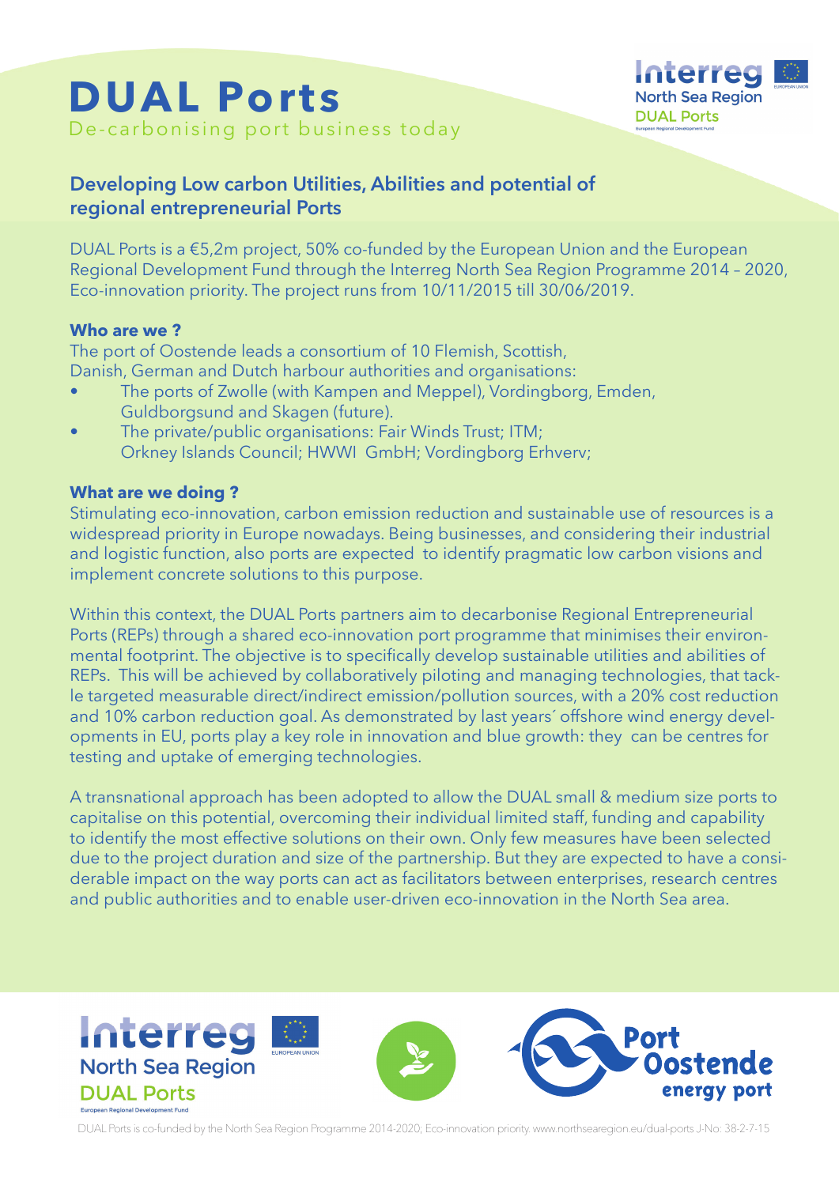# DUAL Ports

De-carbonising port business today

## Developing Low carbon Utilities, Abilities and potential of regional entrepreneurial Ports

DUAL Ports is a €5,2m project, 50% co-funded by the European Union and the European Regional Development Fund through the Interreg North Sea Region Programme 2014 – 2020, Eco-innovation priority. The project runs from 10/11/2015 till 30/06/2019.

### Who are we ?

The port of Oostende leads a consortium of 10 Flemish, Scottish, Danish, German and Dutch harbour authorities and organisations:

- The ports of Zwolle (with Kampen and Meppel), Vordingborg, Emden, Guldborgsund and Skagen (future).
- The private/public organisations: Fair Winds Trust; ITM; Orkney Islands Council; HWWI GmbH; Vordingborg Erhverv;

### What are we doing ?

Stimulating eco-innovation, carbon emission reduction and sustainable use of resources is a widespread priority in Europe nowadays. Being businesses, and considering their industrial and logistic function, also ports are expected to identify pragmatic low carbon visions and implement concrete solutions to this purpose.

Within this context, the DUAL Ports partners aim to decarbonise Regional Entrepreneurial Ports (REPs) through a shared eco-innovation port programme that minimises their environmental footprint. The objective is to specifically develop sustainable utilities and abilities of REPs. This will be achieved by collaboratively piloting and managing technologies, that tackle targeted measurable direct/indirect emission/pollution sources, with a 20% cost reduction and 10% carbon reduction goal. As demonstrated by last years´ offshore wind energy developments in EU, ports play a key role in innovation and blue growth: they can be centres for testing and uptake of emerging technologies.

A transnational approach has been adopted to allow the DUAL small & medium size ports to capitalise on this potential, overcoming their individual limited staff, funding and capability to identify the most effective solutions on their own. Only few measures have been selected due to the project duration and size of the partnership. But they are expected to have a considerable impact on the way ports can act as facilitators between enterprises, research centres and public authorities and to enable user-driven eco-innovation in the North Sea area.

DUAL Ports is co-funded by the North Sea Region Programme 2014-2020; Eco-innovation priority. www.northsearegion.eu/dual-ports J-No: 38-2-7-15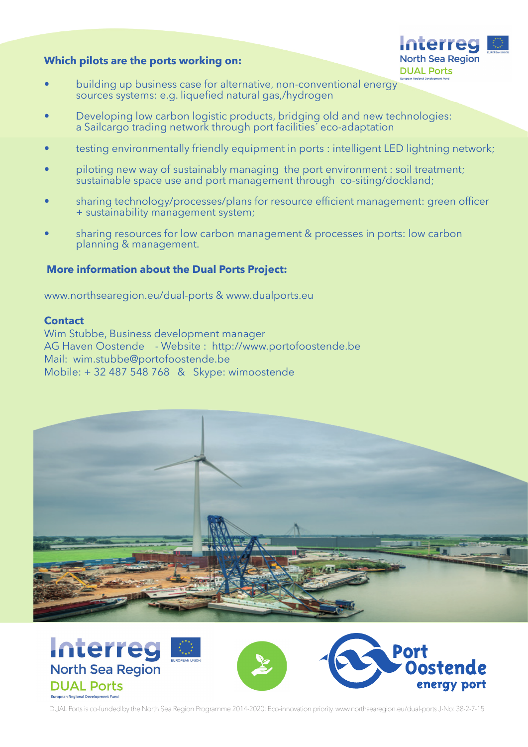**Which pilots are the ports working on:**

- building up business case for alternative, non-conventional energy sources systems: e.g. liquefied natural gas,/hydrogen
- Developing low carbon logistic products, bridging old and new technologies: a Sailcargo trading network through port facilities´ eco-adaptation
- testing environmentally friendly equipment in ports : intelligent LED lightning network;
- piloting new way of sustainably managing the port environment : soil treatment; sustainable space use and port management through co-siting/dockland;
- sharing technology/processes/plans for resource efficient management: green officer + sustainability management system;
- sharing resources for low carbon management & processes in ports: low carbon planning & management.

**More information about the Dual Ports Project:**

www.northsearegion.eu/dual-ports & www.dualports.eu

**Contact**

Wim Stubbe, Business development manager
AG Haven Oostende - Website : http://www.portofoostende.be
Mail: wim.stubbe@portofoostende.be
Mobile: + 32 487 548 768 & Skype: wimoostende

DUAL Ports is co-funded by the North Sea Region Programme 2014-2020; Eco-innovation priority. www.northsearegion.eu/dual-ports J-No: 38-2-7-15